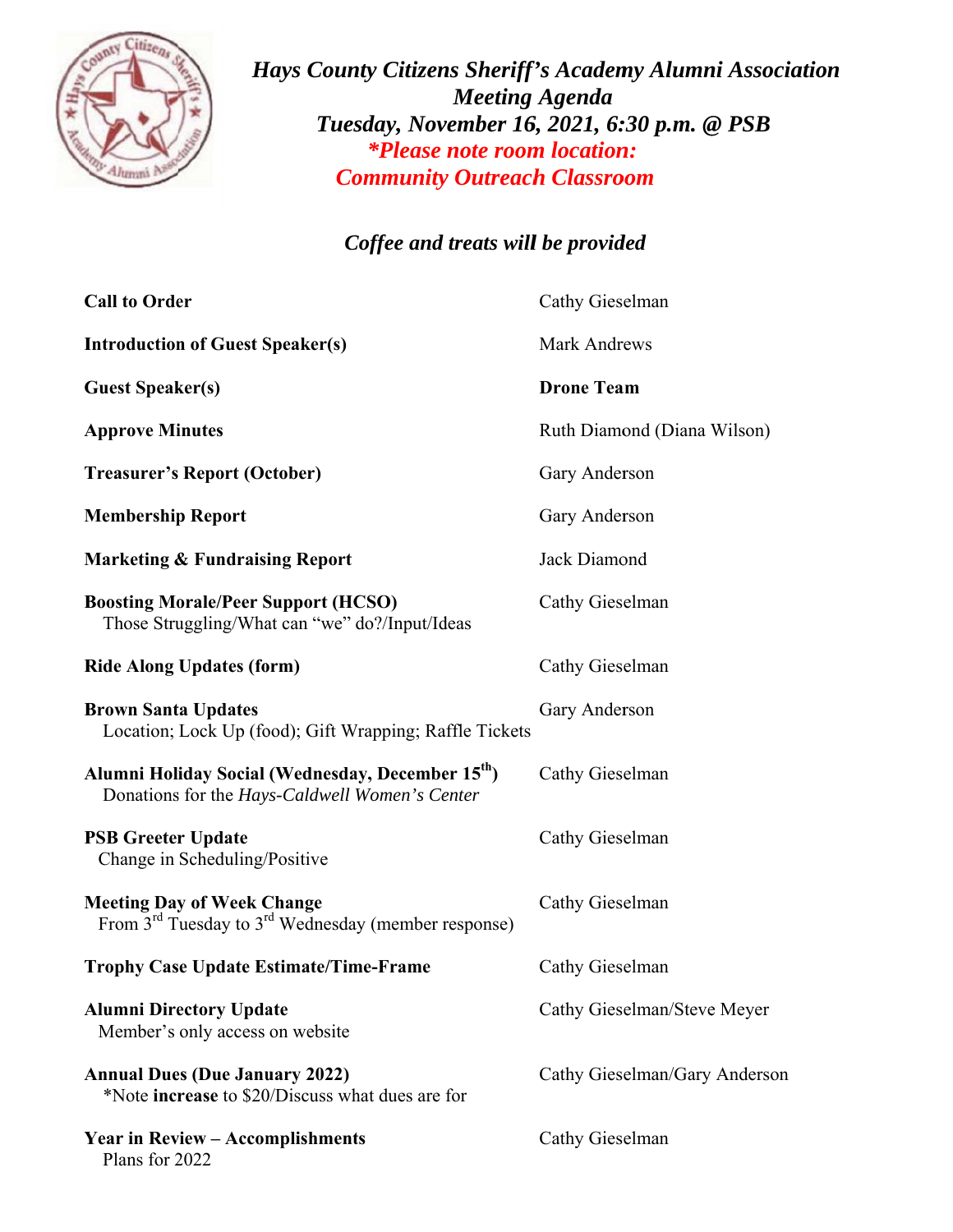# *Hays County Citizens Sheriff's Academy Alumni Association*
## *Meeting Agenda*
## *Tuesday, November 16, 2021, 6:30 p.m. @ PSB*
### ****Please note room location: Community Outreach Classroom***

*Coffee and treats will be provided*

| | |
|---|---|
| **Call to Order** | Cathy Gieselman |
| **Introduction of Guest Speaker(s)** | Mark Andrews |
| **Guest Speaker(s)** | **Drone Team** |
| **Approve Minutes** | Ruth Diamond (Diana Wilson) |
| **Treasurer's Report (October)** | Gary Anderson |
| **Membership Report** | Gary Anderson |
| **Marketing & Fundraising Report** | Jack Diamond |
| **Boosting Morale/Peer Support (HCSO)**<br>Those Struggling/What can "we" do?/Input/Ideas | Cathy Gieselman |
| **Ride Along Updates (form)** | Cathy Gieselman |
| **Brown Santa Updates**<br>Location; Lock Up (food); Gift Wrapping; Raffle Tickets | Gary Anderson |
| **Alumni Holiday Social (Wednesday, December 15th)**<br>Donations for the *Hays-Caldwell Women's Center* | Cathy Gieselman |
| **PSB Greeter Update**<br>Change in Scheduling/Positive | Cathy Gieselman |
| **Meeting Day of Week Change**<br>From 3rd Tuesday to 3rd Wednesday (member response) | Cathy Gieselman |
| **Trophy Case Update Estimate/Time-Frame** | Cathy Gieselman |
| **Alumni Directory Update**<br>Member's only access on website | Cathy Gieselman/Steve Meyer |
| **Annual Dues (Due January 2022)**<br>*Note **increase** to $20/Discuss what dues are for | Cathy Gieselman/Gary Anderson |
| **Year in Review – Accomplishments**<br>Plans for 2022 | Cathy Gieselman |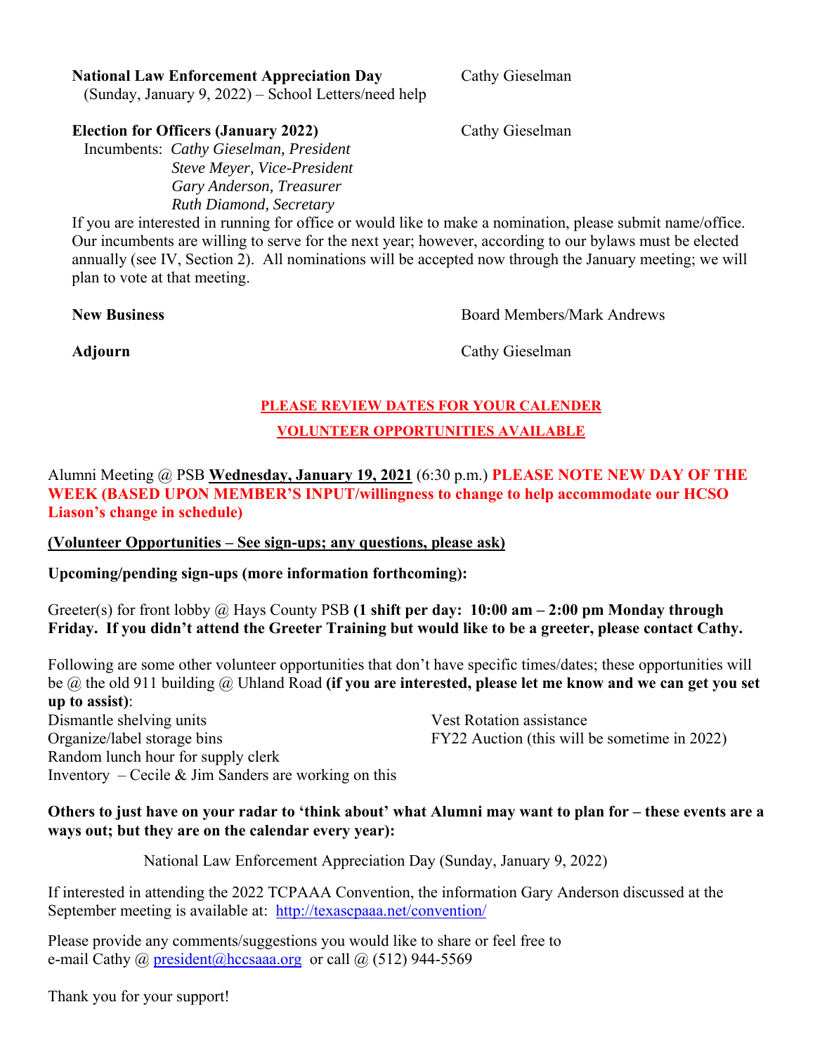**National Law Enforcement Appreciation Day** — Cathy Gieselman
(Sunday, January 9, 2022) – School Letters/need help

**Election for Officers (January 2022)** — Cathy Gieselman
Incumbents: *Cathy Gieselman, President*
*Steve Meyer, Vice-President*
*Gary Anderson, Treasurer*
*Ruth Diamond, Secretary*

If you are interested in running for office or would like to make a nomination, please submit name/office. Our incumbents are willing to serve for the next year; however, according to our bylaws must be elected annually (see IV, Section 2). All nominations will be accepted now through the January meeting; we will plan to vote at that meeting.

**New Business** — Board Members/Mark Andrews

**Adjourn** — Cathy Gieselman

**PLEASE REVIEW DATES FOR YOUR CALENDER**

**VOLUNTEER OPPORTUNITIES AVAILABLE**

Alumni Meeting @ PSB **Wednesday, January 19, 2021** (6:30 p.m.) **PLEASE NOTE NEW DAY OF THE WEEK (BASED UPON MEMBER'S INPUT/willingness to change to help accommodate our HCSO Liason's change in schedule)**

**(Volunteer Opportunities – See sign-ups; any questions, please ask)**

**Upcoming/pending sign-ups (more information forthcoming):**

Greeter(s) for front lobby @ Hays County PSB **(1 shift per day: 10:00 am – 2:00 pm Monday through Friday. If you didn't attend the Greeter Training but would like to be a greeter, please contact Cathy.**

Following are some other volunteer opportunities that don't have specific times/dates; these opportunities will be @ the old 911 building @ Uhland Road **(if you are interested, please let me know and we can get you set up to assist)**:

- Dismantle shelving units
- Organize/label storage bins
- Random lunch hour for supply clerk
- Inventory – Cecile & Jim Sanders are working on this
- Vest Rotation assistance
- FY22 Auction (this will be sometime in 2022)

**Others to just have on your radar to 'think about' what Alumni may want to plan for – these events are a ways out; but they are on the calendar every year):**

National Law Enforcement Appreciation Day (Sunday, January 9, 2022)

If interested in attending the 2022 TCPAAA Convention, the information Gary Anderson discussed at the September meeting is available at: http://texascpaaa.net/convention/

Please provide any comments/suggestions you would like to share or feel free to e-mail Cathy @ president@hccsaaa.org or call @ (512) 944-5569

Thank you for your support!